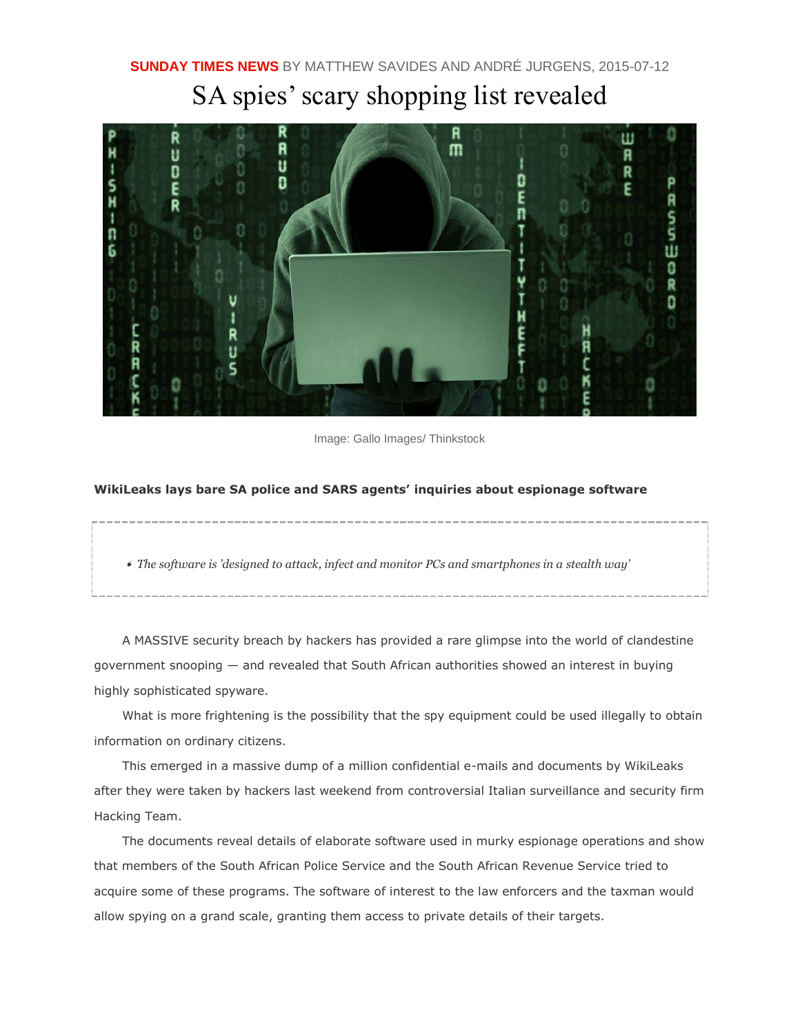**SUNDAY TIMES NEWS** BY MATTHEW SAVIDES AND ANDRÉ JURGENS, 2015-07-12

# SA spies' scary shopping list revealed

Image: Gallo Images/ Thinkstock

**WikiLeaks lays bare SA police and SARS agents' inquiries about espionage software**

- *The software is 'designed to attack, infect and monitor PCs and smartphones in a stealth way'*

A MASSIVE security breach by hackers has provided a rare glimpse into the world of clandestine government snooping — and revealed that South African authorities showed an interest in buying highly sophisticated spyware.

What is more frightening is the possibility that the spy equipment could be used illegally to obtain information on ordinary citizens.

This emerged in a massive dump of a million confidential e-mails and documents by WikiLeaks after they were taken by hackers last weekend from controversial Italian surveillance and security firm Hacking Team.

The documents reveal details of elaborate software used in murky espionage operations and show that members of the South African Police Service and the South African Revenue Service tried to acquire some of these programs. The software of interest to the law enforcers and the taxman would allow spying on a grand scale, granting them access to private details of their targets.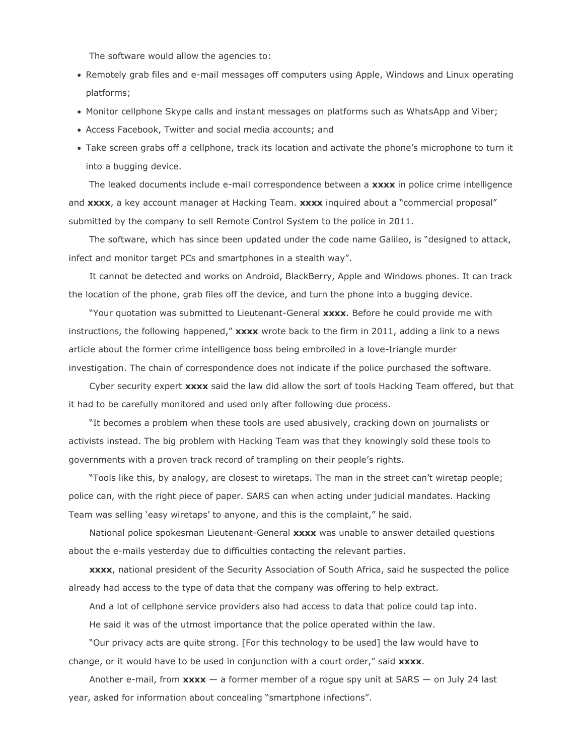The software would allow the agencies to:

- Remotely grab files and e-mail messages off computers using Apple, Windows and Linux operating platforms;
- Monitor cellphone Skype calls and instant messages on platforms such as WhatsApp and Viber;
- Access Facebook, Twitter and social media accounts; and
- Take screen grabs off a cellphone, track its location and activate the phone's microphone to turn it into a bugging device.

The leaked documents include e-mail correspondence between a **xxxx** in police crime intelligence and **xxxx**, a key account manager at Hacking Team. **xxxx** inquired about a "commercial proposal" submitted by the company to sell Remote Control System to the police in 2011.

The software, which has since been updated under the code name Galileo, is "designed to attack, infect and monitor target PCs and smartphones in a stealth way".

It cannot be detected and works on Android, BlackBerry, Apple and Windows phones. It can track the location of the phone, grab files off the device, and turn the phone into a bugging device.

"Your quotation was submitted to Lieutenant-General **xxxx**. Before he could provide me with instructions, the following happened," **xxxx** wrote back to the firm in 2011, adding a link to a news article about the former crime intelligence boss being embroiled in a love-triangle murder investigation. The chain of correspondence does not indicate if the police purchased the software.

Cyber security expert **xxxx** said the law did allow the sort of tools Hacking Team offered, but that it had to be carefully monitored and used only after following due process.

"It becomes a problem when these tools are used abusively, cracking down on journalists or activists instead. The big problem with Hacking Team was that they knowingly sold these tools to governments with a proven track record of trampling on their people's rights.

"Tools like this, by analogy, are closest to wiretaps. The man in the street can't wiretap people; police can, with the right piece of paper. SARS can when acting under judicial mandates. Hacking Team was selling 'easy wiretaps' to anyone, and this is the complaint," he said.

National police spokesman Lieutenant-General **xxxx** was unable to answer detailed questions about the e-mails yesterday due to difficulties contacting the relevant parties.

**xxxx**, national president of the Security Association of South Africa, said he suspected the police already had access to the type of data that the company was offering to help extract.

And a lot of cellphone service providers also had access to data that police could tap into.

He said it was of the utmost importance that the police operated within the law.

"Our privacy acts are quite strong. [For this technology to be used] the law would have to change, or it would have to be used in conjunction with a court order," said **xxxx**.

Another e-mail, from **xxxx** — a former member of a rogue spy unit at SARS — on July 24 last year, asked for information about concealing "smartphone infections".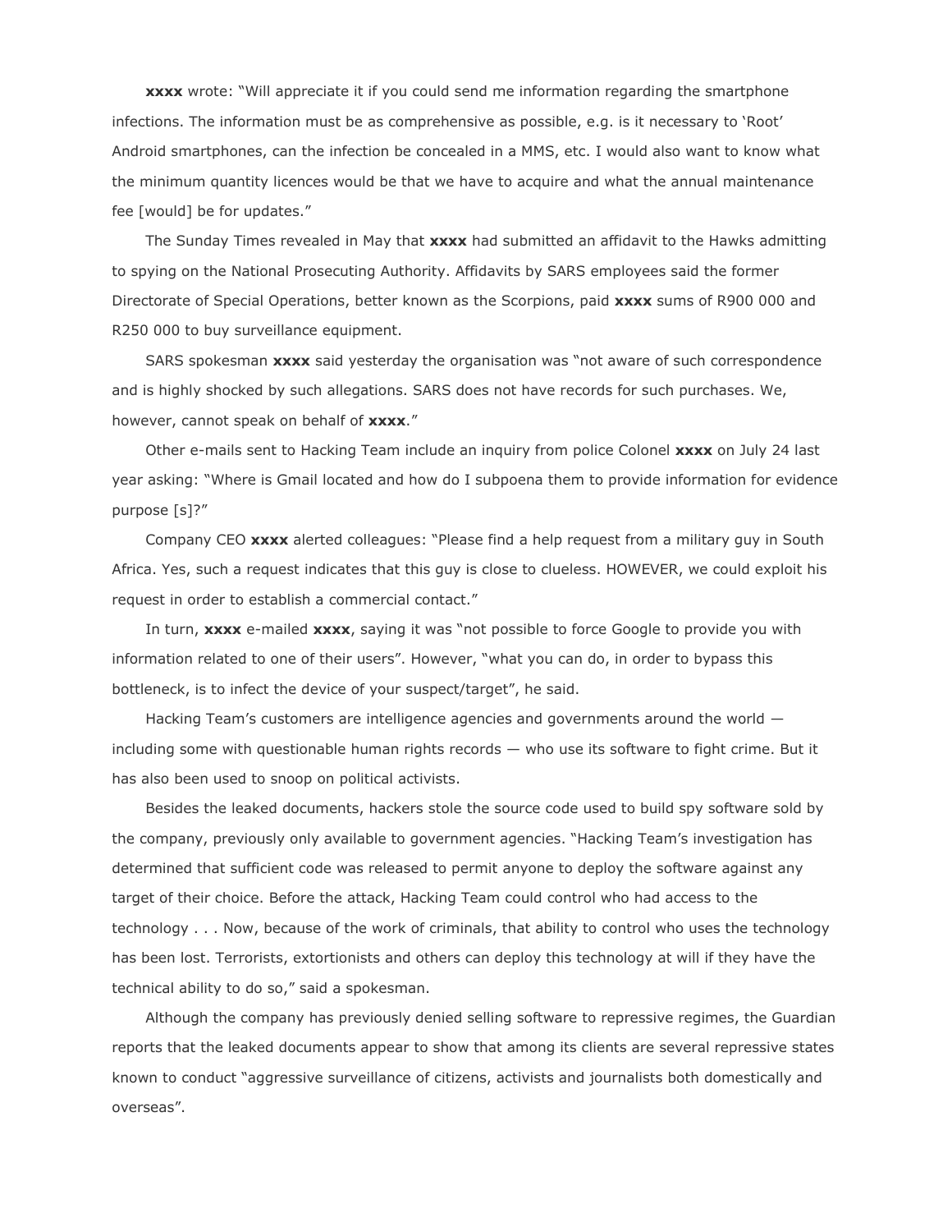**xxxx** wrote: "Will appreciate it if you could send me information regarding the smartphone infections. The information must be as comprehensive as possible, e.g. is it necessary to 'Root' Android smartphones, can the infection be concealed in a MMS, etc. I would also want to know what the minimum quantity licences would be that we have to acquire and what the annual maintenance fee [would] be for updates."

The Sunday Times revealed in May that **xxxx** had submitted an affidavit to the Hawks admitting to spying on the National Prosecuting Authority. Affidavits by SARS employees said the former Directorate of Special Operations, better known as the Scorpions, paid **xxxx** sums of R900 000 and R250 000 to buy surveillance equipment.

SARS spokesman **xxxx** said yesterday the organisation was "not aware of such correspondence and is highly shocked by such allegations. SARS does not have records for such purchases. We, however, cannot speak on behalf of **xxxx**."

Other e-mails sent to Hacking Team include an inquiry from police Colonel **xxxx** on July 24 last year asking: "Where is Gmail located and how do I subpoena them to provide information for evidence purpose [s]?"

Company CEO **xxxx** alerted colleagues: "Please find a help request from a military guy in South Africa. Yes, such a request indicates that this guy is close to clueless. HOWEVER, we could exploit his request in order to establish a commercial contact."

In turn, **xxxx** e-mailed **xxxx**, saying it was "not possible to force Google to provide you with information related to one of their users". However, "what you can do, in order to bypass this bottleneck, is to infect the device of your suspect/target", he said.

Hacking Team's customers are intelligence agencies and governments around the world — including some with questionable human rights records — who use its software to fight crime. But it has also been used to snoop on political activists.

Besides the leaked documents, hackers stole the source code used to build spy software sold by the company, previously only available to government agencies. "Hacking Team's investigation has determined that sufficient code was released to permit anyone to deploy the software against any target of their choice. Before the attack, Hacking Team could control who had access to the technology . . . Now, because of the work of criminals, that ability to control who uses the technology has been lost. Terrorists, extortionists and others can deploy this technology at will if they have the technical ability to do so," said a spokesman.

Although the company has previously denied selling software to repressive regimes, the Guardian reports that the leaked documents appear to show that among its clients are several repressive states known to conduct "aggressive surveillance of citizens, activists and journalists both domestically and overseas".